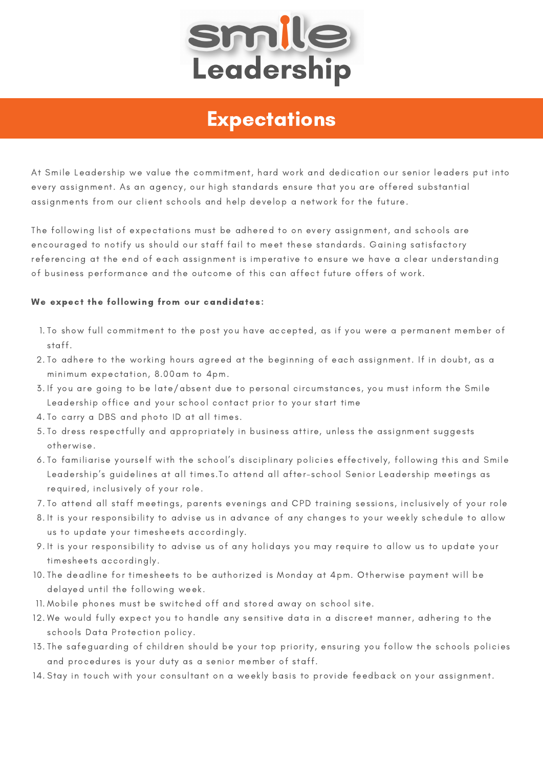# Smile Leadership

## Expectations

At Smile Leadership we value the commitment, hard work and dedication our senior leaders put into every assignment. As an agency, our high standards ensure that you are offered substantial assignments from our client schools and help develop a network for the future.

The following list of expectations must be adhered to on every assignment, and schools are encouraged to notify us should our staff fail to meet these standards. Gaining satisfactory referencing at the end of each assignment is imperative to ensure we have a clear understanding of business performance and the outcome of this can affect future offers of work.

**We expect the following from our candidates:**

1. To show full commitment to the post you have accepted, as if you were a permanent member of staff.
2. To adhere to the working hours agreed at the beginning of each assignment. If in doubt, as a minimum expectation, 8.00am to 4pm.
3. If you are going to be late/absent due to personal circumstances, you must inform the Smile Leadership office and your school contact prior to your start time
4. To carry a DBS and photo ID at all times.
5. To dress respectfully and appropriately in business attire, unless the assignment suggests otherwise.
6. To familiarise yourself with the school's disciplinary policies effectively, following this and Smile Leadership's guidelines at all times.To attend all after-school Senior Leadership meetings as required, inclusively of your role.
7. To attend all staff meetings, parents evenings and CPD training sessions, inclusively of your role
8. It is your responsibility to advise us in advance of any changes to your weekly schedule to allow us to update your timesheets accordingly.
9. It is your responsibility to advise us of any holidays you may require to allow us to update your timesheets accordingly.
10. The deadline for timesheets to be authorized is Monday at 4pm. Otherwise payment will be delayed until the following week.
11. Mobile phones must be switched off and stored away on school site.
12. We would fully expect you to handle any sensitive data in a discreet manner, adhering to the schools Data Protection policy.
13. The safeguarding of children should be your top priority, ensuring you follow the schools policies and procedures is your duty as a senior member of staff.
14. Stay in touch with your consultant on a weekly basis to provide feedback on your assignment.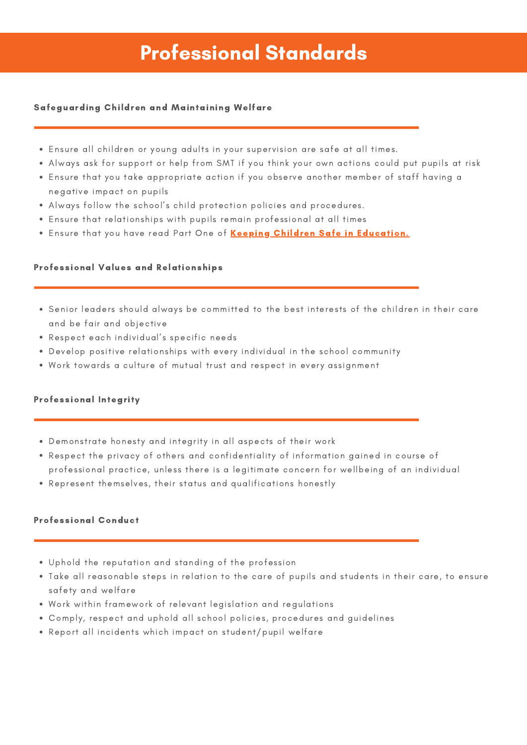# Professional Standards

### Safeguarding Children and Maintaining Welfare

- Ensure all children or young adults in your supervision are safe at all times.
- Always ask for support or help from SMT if you think your own actions could put pupils at risk
- Ensure that you take appropriate action if you observe another member of staff having a negative impact on pupils
- Always follow the school's child protection policies and procedures.
- Ensure that relationships with pupils remain professional at all times
- Ensure that you have read Part One of **Keeping Children Safe in Education.**

### Professional Values and Relationships

- Senior leaders should always be committed to the best interests of the children in their care and be fair and objective
- Respect each individual's specific needs
- Develop positive relationships with every individual in the school community
- Work towards a culture of mutual trust and respect in every assignment

### Professional Integrity

- Demonstrate honesty and integrity in all aspects of their work
- Respect the privacy of others and confidentiality of information gained in course of professional practice, unless there is a legitimate concern for wellbeing of an individual
- Represent themselves, their status and qualifications honestly

### Professional Conduct

- Uphold the reputation and standing of the profession
- Take all reasonable steps in relation to the care of pupils and students in their care, to ensure safety and welfare
- Work within framework of relevant legislation and regulations
- Comply, respect and uphold all school policies, procedures and guidelines
- Report all incidents which impact on student/pupil welfare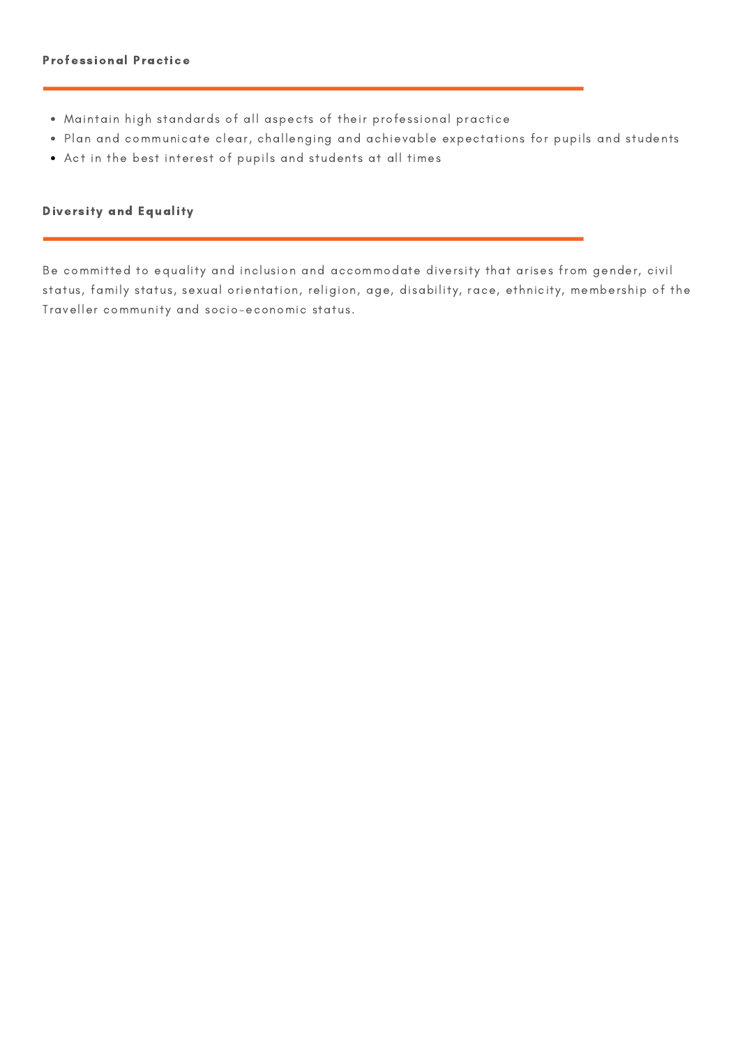### Professional Practice

- Maintain high standards of all aspects of their professional practice
- Plan and communicate clear, challenging and achievable expectations for pupils and students
- Act in the best interest of pupils and students at all times

### Diversity and Equality

Be committed to equality and inclusion and accommodate diversity that arises from gender, civil status, family status, sexual orientation, religion, age, disability, race, ethnicity, membership of the Traveller community and socio-economic status.